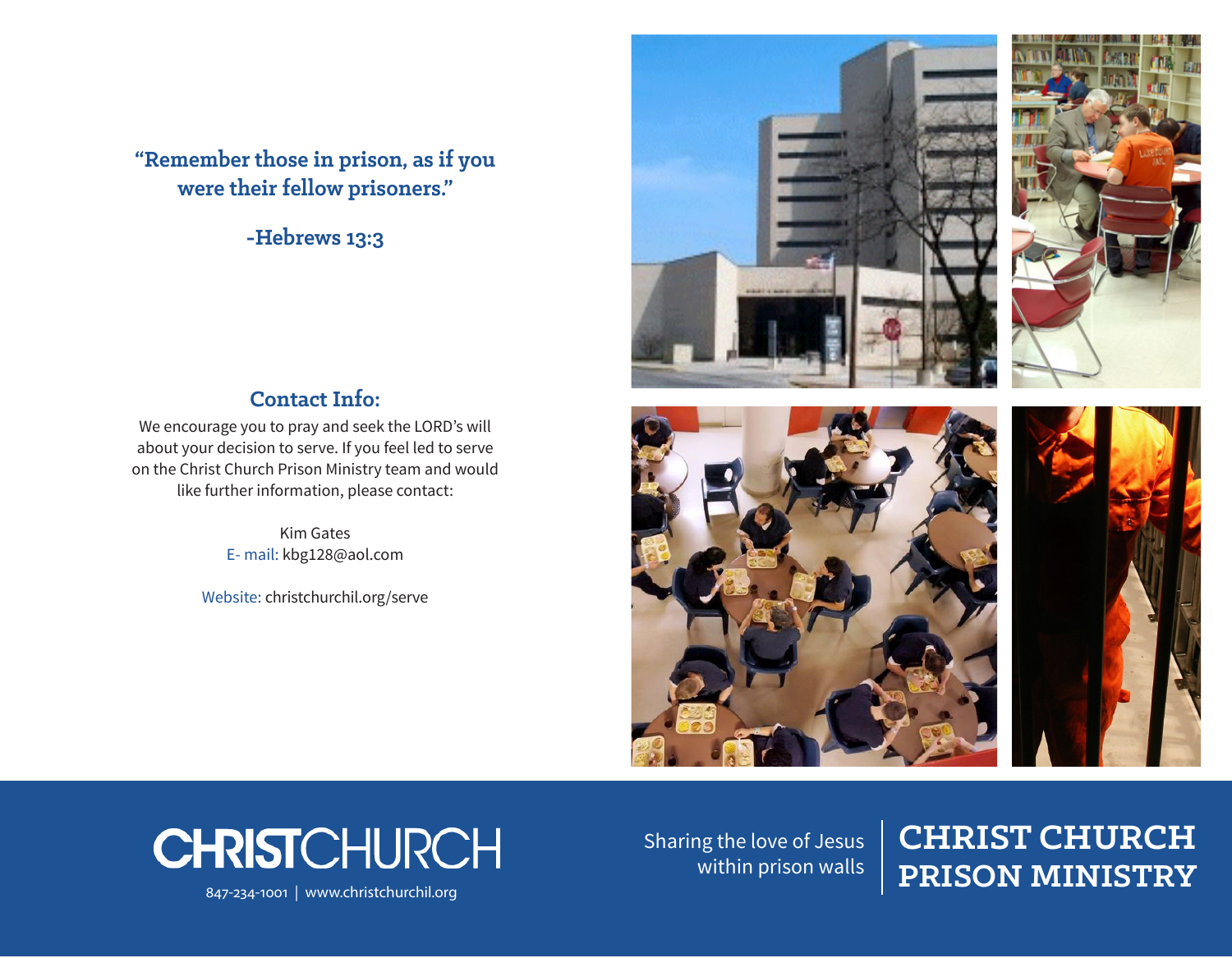"Remember those in prison, as if you were their fellow prisoners."

-Hebrews 13:3

## Contact Info:

We encourage you to pray and seek the LORD's will about your decision to serve. If you feel led to serve on the Christ Church Prison Ministry team and would like further information, please contact:

Kim Gates
E- mail: kbg128@aol.com

Website: christchurchil.org/serve

**CHRISTCHURCH**

847-234-1001 | www.christchurchil.org

Sharing the love of Jesus within prison walls

# CHRIST CHURCH PRISON MINISTRY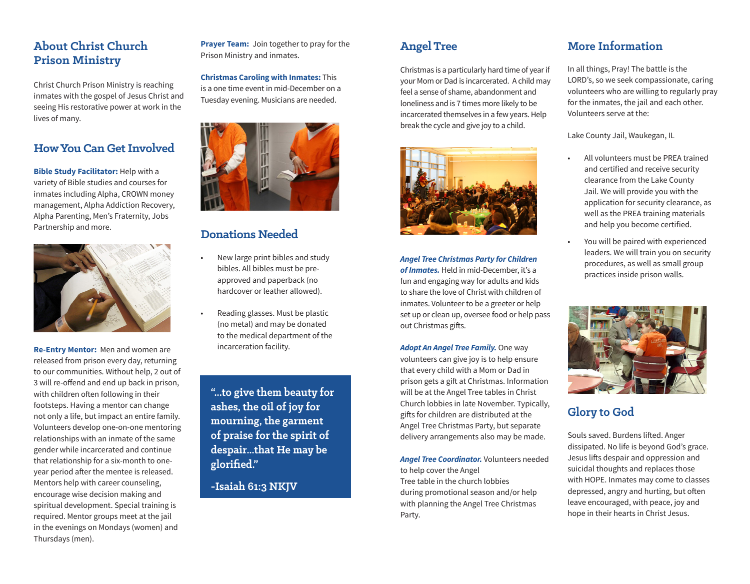## About Christ Church Prison Ministry

Christ Church Prison Ministry is reaching inmates with the gospel of Jesus Christ and seeing His restorative power at work in the lives of many.

## How You Can Get Involved

**Bible Study Facilitator:** Help with a variety of Bible studies and courses for inmates including Alpha, CROWN money management, Alpha Addiction Recovery, Alpha Parenting, Men's Fraternity, Jobs Partnership and more.

**Re-Entry Mentor:** Men and women are released from prison every day, returning to our communities. Without help, 2 out of 3 will re-offend and end up back in prison, with children often following in their footsteps. Having a mentor can change not only a life, but impact an entire family. Volunteers develop one-on-one mentoring relationships with an inmate of the same gender while incarcerated and continue that relationship for a six-month to one-year period after the mentee is released. Mentors help with career counseling, encourage wise decision making and spiritual development. Special training is required. Mentor groups meet at the jail in the evenings on Mondays (women) and Thursdays (men).

**Prayer Team:** Join together to pray for the Prison Ministry and inmates.

**Christmas Caroling with Inmates:** This is a one time event in mid-December on a Tuesday evening. Musicians are needed.

## Donations Needed

- New large print bibles and study bibles. All bibles must be pre-approved and paperback (no hardcover or leather allowed).
- Reading glasses. Must be plastic (no metal) and may be donated to the medical department of the incarceration facility.

> **"...to give them beauty for ashes, the oil of joy for mourning, the garment of praise for the spirit of despair...that He may be glorified."**
>
> **-Isaiah 61:3 NKJV**

## Angel Tree

Christmas is a particularly hard time of year if your Mom or Dad is incarcerated. A child may feel a sense of shame, abandonment and loneliness and is 7 times more likely to be incarcerated themselves in a few years. Help break the cycle and give joy to a child.

***Angel Tree Christmas Party for Children of Inmates.*** Held in mid-December, it's a fun and engaging way for adults and kids to share the love of Christ with children of inmates. Volunteer to be a greeter or help set up or clean up, oversee food or help pass out Christmas gifts.

***Adopt An Angel Tree Family.*** One way volunteers can give joy is to help ensure that every child with a Mom or Dad in prison gets a gift at Christmas. Information will be at the Angel Tree tables in Christ Church lobbies in late November. Typically, gifts for children are distributed at the Angel Tree Christmas Party, but separate delivery arrangements also may be made.

***Angel Tree Coordinator.*** Volunteers needed to help cover the Angel Tree table in the church lobbies during promotional season and/or help with planning the Angel Tree Christmas Party.

## More Information

In all things, Pray! The battle is the LORD's, so we seek compassionate, caring volunteers who are willing to regularly pray for the inmates, the jail and each other. Volunteers serve at the:

Lake County Jail, Waukegan, IL

- All volunteers must be PREA trained and certified and receive security clearance from the Lake County Jail. We will provide you with the application for security clearance, as well as the PREA training materials and help you become certified.
- You will be paired with experienced leaders. We will train you on security procedures, as well as small group practices inside prison walls.

## Glory to God

Souls saved. Burdens lifted. Anger dissipated. No life is beyond God's grace. Jesus lifts despair and oppression and suicidal thoughts and replaces those with HOPE. Inmates may come to classes depressed, angry and hurting, but often leave encouraged, with peace, joy and hope in their hearts in Christ Jesus.